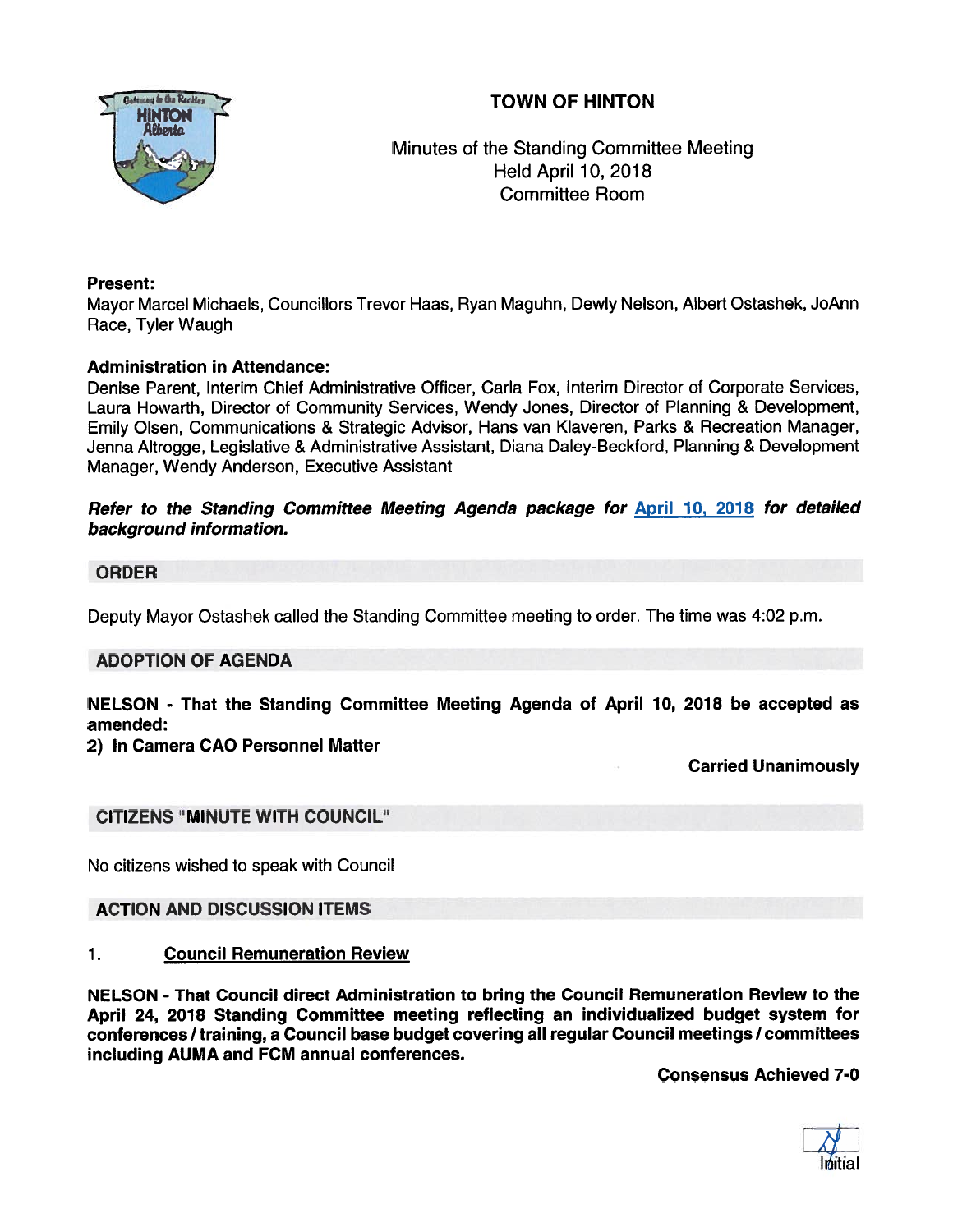# TOWN OF HINTON

Minutes of the Standing Committee Meeting
Held April 10, 2018
Committee Room

**Present:**
Mayor Marcel Michaels, Councillors Trevor Haas, Ryan Maguhn, Dewly Nelson, Albert Ostashek, JoAnn Race, Tyler Waugh

**Administration in Attendance:**
Denise Parent, Interim Chief Administrative Officer, Carla Fox, Interim Director of Corporate Services, Laura Howarth, Director of Community Services, Wendy Jones, Director of Planning & Development, Emily Olsen, Communications & Strategic Advisor, Hans van Klaveren, Parks & Recreation Manager, Jenna Altrogge, Legislative & Administrative Assistant, Diana Daley-Beckford, Planning & Development Manager, Wendy Anderson, Executive Assistant

***Refer to the Standing Committee Meeting Agenda package for April 10, 2018 for detailed background information.***

## ORDER

Deputy Mayor Ostashek called the Standing Committee meeting to order. The time was 4:02 p.m.

## ADOPTION OF AGENDA

**NELSON - That the Standing Committee Meeting Agenda of April 10, 2018 be accepted as amended:**
**2) In Camera CAO Personnel Matter**

**Carried Unanimously**

## CITIZENS "MINUTE WITH COUNCIL"

No citizens wished to speak with Council

## ACTION AND DISCUSSION ITEMS

1. **Council Remuneration Review**

**NELSON - That Council direct Administration to bring the Council Remuneration Review to the April 24, 2018 Standing Committee meeting reflecting an individualized budget system for conferences / training, a Council base budget covering all regular Council meetings / committees including AUMA and FCM annual conferences.**

**Consensus Achieved 7-0**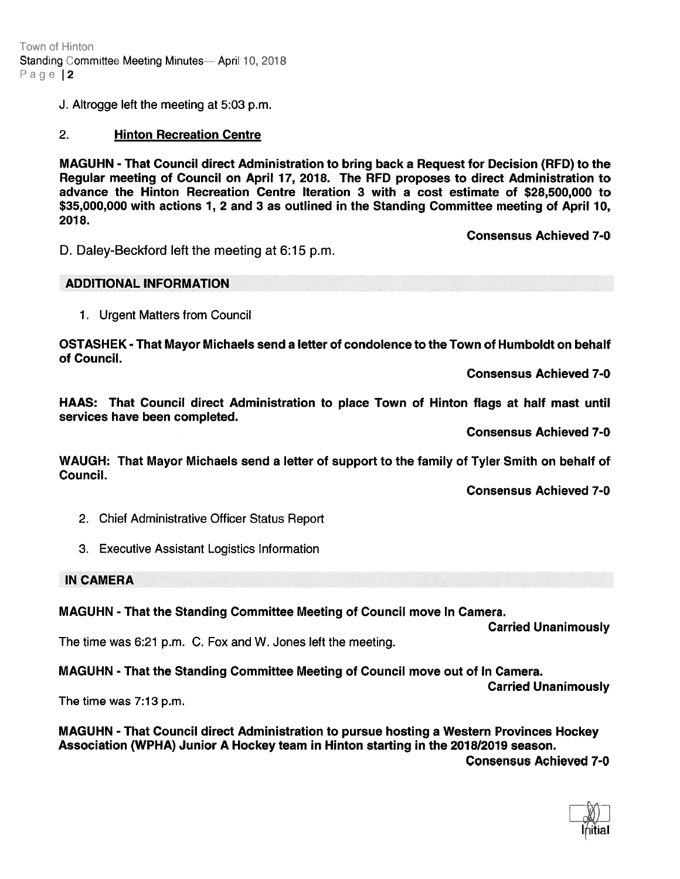J. Altrogge left the meeting at 5:03 p.m.

2. **Hinton Recreation Centre**

**MAGUHN - That Council direct Administration to bring back a Request for Decision (RFD) to the Regular meeting of Council on April 17, 2018. The RFD proposes to direct Administration to advance the Hinton Recreation Centre Iteration 3 with a cost estimate of $28,500,000 to $35,000,000 with actions 1, 2 and 3 as outlined in the Standing Committee meeting of April 10, 2018.**

**Consensus Achieved 7-0**

D. Daley-Beckford left the meeting at 6:15 p.m.

## ADDITIONAL INFORMATION

1. Urgent Matters from Council

**OSTASHEK - That Mayor Michaels send a letter of condolence to the Town of Humboldt on behalf of Council.**

**Consensus Achieved 7-0**

**HAAS: That Council direct Administration to place Town of Hinton flags at half mast until services have been completed.**

**Consensus Achieved 7-0**

**WAUGH: That Mayor Michaels send a letter of support to the family of Tyler Smith on behalf of Council.**

**Consensus Achieved 7-0**

2. Chief Administrative Officer Status Report
3. Executive Assistant Logistics Information

## IN CAMERA

**MAGUHN - That the Standing Committee Meeting of Council move In Camera.**

**Carried Unanimously**

The time was 6:21 p.m. C. Fox and W. Jones left the meeting.

**MAGUHN - That the Standing Committee Meeting of Council move out of In Camera.**

**Carried Unanimously**

The time was 7:13 p.m.

**MAGUHN - That Council direct Administration to pursue hosting a Western Provinces Hockey Association (WPHA) Junior A Hockey team in Hinton starting in the 2018/2019 season.**

**Consensus Achieved 7-0**

Initial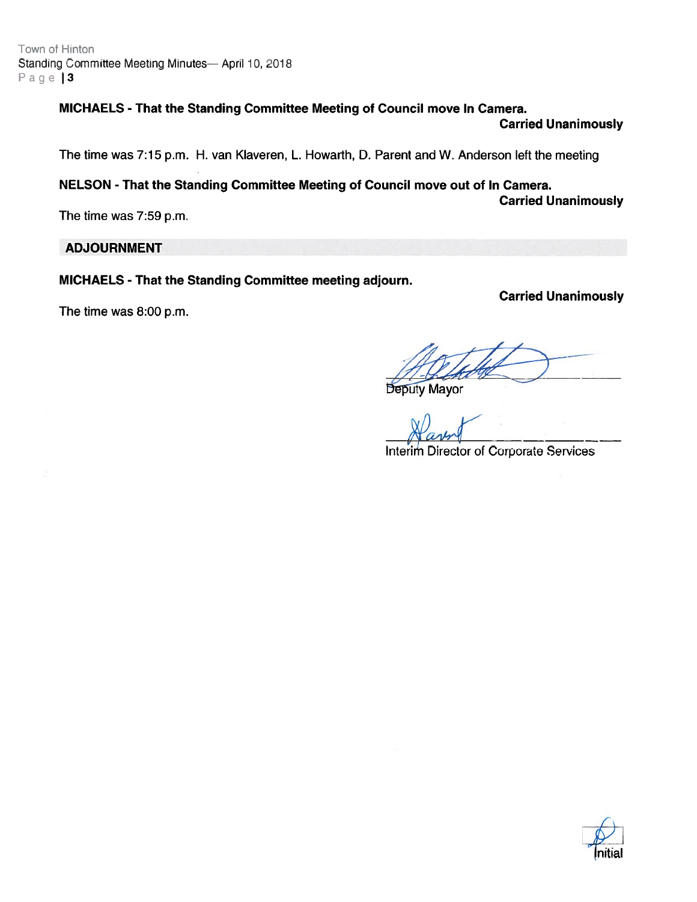**MICHAELS - That the Standing Committee Meeting of Council move In Camera.**

**Carried Unanimously**

The time was 7:15 p.m. H. van Klaveren, L. Howarth, D. Parent and W. Anderson left the meeting

**NELSON - That the Standing Committee Meeting of Council move out of In Camera.**

**Carried Unanimously**

The time was 7:59 p.m.

## ADJOURNMENT

**MICHAELS - That the Standing Committee meeting adjourn.**

**Carried Unanimously**

The time was 8:00 p.m.

Deputy Mayor

Interim Director of Corporate Services

Initial